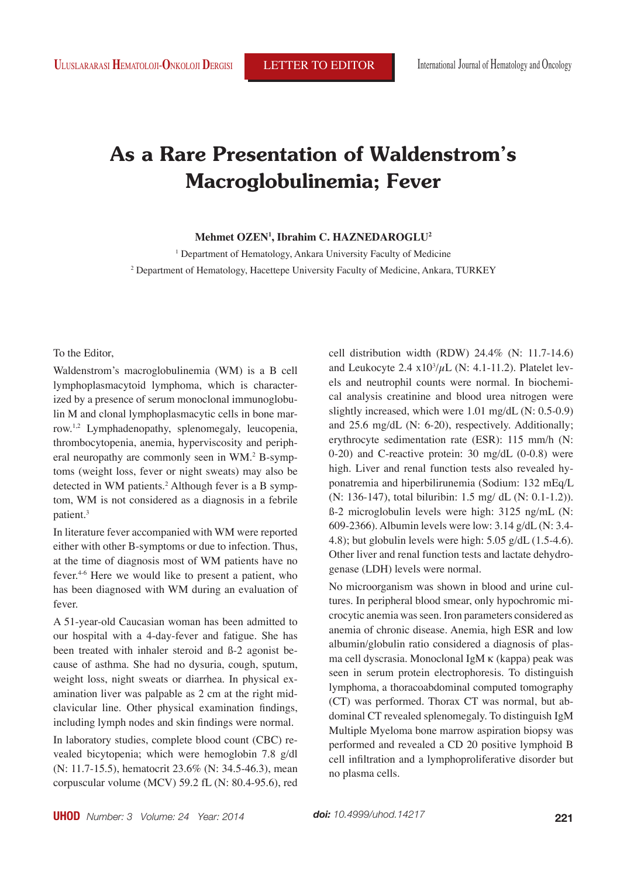# As a Rare Presentation of Waldenstrom's Macroglobulinemia; Fever

**Mehmet OZEN[1], Ibrahim C. HAZNEDAROGLU[2]**

[1] Department of Hematology, Ankara University Faculty of Medicine

[2] Department of Hematology, Hacettepe University Faculty of Medicine, Ankara, TURKEY

To the Editor,

Waldenstrom's macroglobulinemia (WM) is a B cell lymphoplasmacytoid lymphoma, which is characterized by a presence of serum monoclonal immunoglobulin M and clonal lymphoplasmacytic cells in bone marrow.[1,2] Lymphadenopathy, splenomegaly, leucopenia, thrombocytopenia, anemia, hyperviscosity and peripheral neuropathy are commonly seen in WM.[2] B-symptoms (weight loss, fever or night sweats) may also be detected in WM patients.[2] Although fever is a B symptom, WM is not considered as a diagnosis in a febrile patient.[3]

In literature fever accompanied with WM were reported either with other B-symptoms or due to infection. Thus, at the time of diagnosis most of WM patients have no fever.[4-6] Here we would like to present a patient, who has been diagnosed with WM during an evaluation of fever.

A 51-year-old Caucasian woman has been admitted to our hospital with a 4-day-fever and fatigue. She has been treated with inhaler steroid and ß-2 agonist because of asthma. She had no dysuria, cough, sputum, weight loss, night sweats or diarrhea. In physical examination liver was palpable as 2 cm at the right midclavicular line. Other physical examination findings, including lymph nodes and skin findings were normal.

In laboratory studies, complete blood count (CBC) revealed bicytopenia; which were hemoglobin 7.8 g/dl (N: 11.7-15.5), hematocrit 23.6% (N: 34.5-46.3), mean corpuscular volume (MCV) 59.2 fL (N: 80.4-95.6), red cell distribution width (RDW) 24.4% (N: 11.7-14.6) and Leukocyte 2.4 $x10^3/\mu L$ (N: 4.1-11.2). Platelet levels and neutrophil counts were normal. In biochemical analysis creatinine and blood urea nitrogen were slightly increased, which were 1.01 mg/dL (N: 0.5-0.9) and 25.6 mg/dL (N: 6-20), respectively. Additionally; erythrocyte sedimentation rate (ESR): 115 mm/h (N: 0-20) and C-reactive protein: 30 mg/dL (0-0.8) were high. Liver and renal function tests also revealed hyponatremia and hiperbilirunemia (Sodium: 132 mEq/L (N: 136-147), total biluribin: 1.5 mg/ dL (N: 0.1-1.2)). ß-2 microglobulin levels were high: 3125 ng/mL (N: 609-2366). Albumin levels were low: 3.14 g/dL (N: 3.4-4.8); but globulin levels were high: 5.05 g/dL (1.5-4.6). Other liver and renal function tests and lactate dehydrogenase (LDH) levels were normal.

No microorganism was shown in blood and urine cultures. In peripheral blood smear, only hypochromic microcytic anemia was seen. Iron parameters considered as anemia of chronic disease. Anemia, high ESR and low albumin/globulin ratio considered a diagnosis of plasma cell dyscrasia. Monoclonal IgM κ (kappa) peak was seen in serum protein electrophoresis. To distinguish lymphoma, a thoracoabdominal computed tomography (CT) was performed. Thorax CT was normal, but abdominal CT revealed splenomegaly. To distinguish IgM Multiple Myeloma bone marrow aspiration biopsy was performed and revealed a CD 20 positive lymphoid B cell infiltration and a lymphoproliferative disorder but no plasma cells.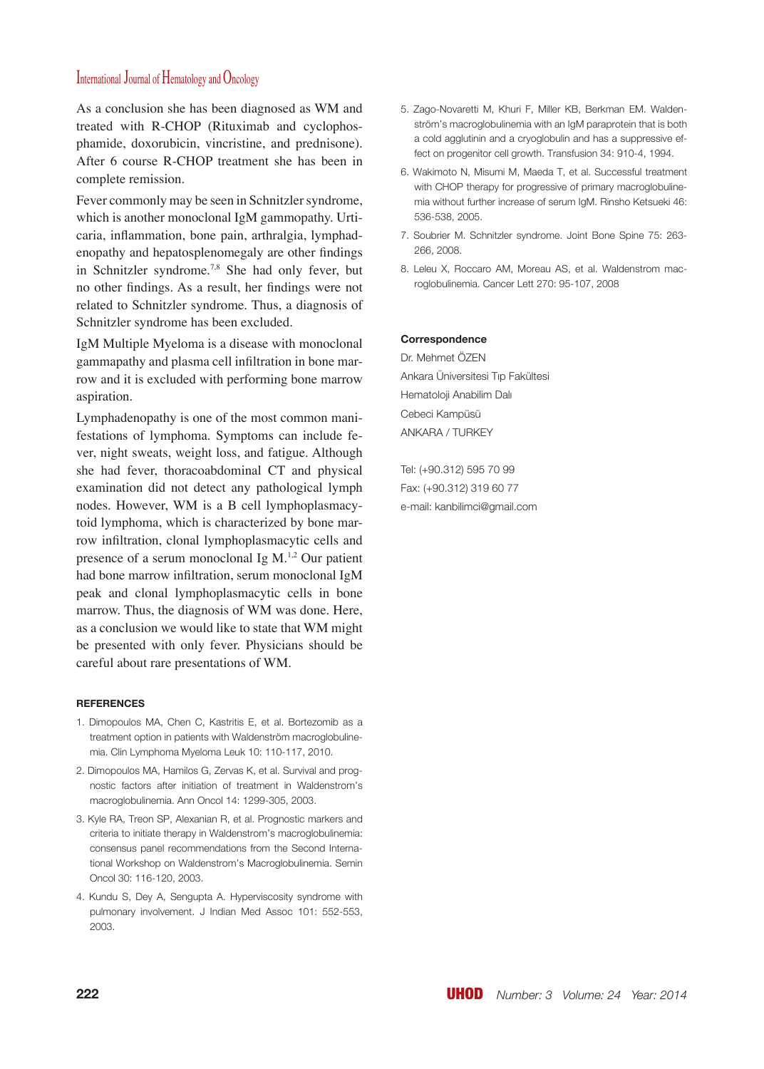As a conclusion she has been diagnosed as WM and treated with R-CHOP (Rituximab and cyclophosphamide, doxorubicin, vincristine, and prednisone). After 6 course R-CHOP treatment she has been in complete remission.

Fever commonly may be seen in Schnitzler syndrome, which is another monoclonal IgM gammopathy. Urticaria, inflammation, bone pain, arthralgia, lymphadenopathy and hepatosplenomegaly are other findings in Schnitzler syndrome.[7,8] She had only fever, but no other findings. As a result, her findings were not related to Schnitzler syndrome. Thus, a diagnosis of Schnitzler syndrome has been excluded.

IgM Multiple Myeloma is a disease with monoclonal gammapathy and plasma cell infiltration in bone marrow and it is excluded with performing bone marrow aspiration.

Lymphadenopathy is one of the most common manifestations of lymphoma. Symptoms can include fever, night sweats, weight loss, and fatigue. Although she had fever, thoracoabdominal CT and physical examination did not detect any pathological lymph nodes. However, WM is a B cell lymphoplasmacytoid lymphoma, which is characterized by bone marrow infiltration, clonal lymphoplasmacytic cells and presence of a serum monoclonal Ig M.[1,2] Our patient had bone marrow infiltration, serum monoclonal IgM peak and clonal lymphoplasmacytic cells in bone marrow. Thus, the diagnosis of WM was done. Here, as a conclusion we would like to state that WM might be presented with only fever. Physicians should be careful about rare presentations of WM.

#### REFERENCES

1. Dimopoulos MA, Chen C, Kastritis E, et al. Bortezomib as a treatment option in patients with Waldenström macroglobulinemia. Clin Lymphoma Myeloma Leuk 10: 110-117, 2010.
2. Dimopoulos MA, Hamilos G, Zervas K, et al. Survival and prognostic factors after initiation of treatment in Waldenstrom's macroglobulinemia. Ann Oncol 14: 1299-305, 2003.
3. Kyle RA, Treon SP, Alexanian R, et al. Prognostic markers and criteria to initiate therapy in Waldenstrom's macroglobulinemia: consensus panel recommendations from the Second International Workshop on Waldenstrom's Macroglobulinemia. Semin Oncol 30: 116-120, 2003.
4. Kundu S, Dey A, Sengupta A. Hyperviscosity syndrome with pulmonary involvement. J Indian Med Assoc 101: 552-553, 2003.
5. Zago-Novaretti M, Khuri F, Miller KB, Berkman EM. Waldenström's macroglobulinemia with an IgM paraprotein that is both a cold agglutinin and a cryoglobulin and has a suppressive effect on progenitor cell growth. Transfusion 34: 910-4, 1994.
6. Wakimoto N, Misumi M, Maeda T, et al. Successful treatment with CHOP therapy for progressive of primary macroglobulinemia without further increase of serum IgM. Rinsho Ketsueki 46: 536-538, 2005.
7. Soubrier M. Schnitzler syndrome. Joint Bone Spine 75: 263-266, 2008.
8. Leleu X, Roccaro AM, Moreau AS, et al. Waldenstrom macroglobulinemia. Cancer Lett 270: 95-107, 2008

**Correspondence**

Dr. Mehmet ÖZEN
Ankara Üniversitesi Tıp Fakültesi
Hematoloji Anabilim Dalı
Cebeci Kampüsü
ANKARA / TURKEY

Tel: (+90.312) 595 70 99
Fax: (+90.312) 319 60 77
e-mail: kanbilimci@gmail.com